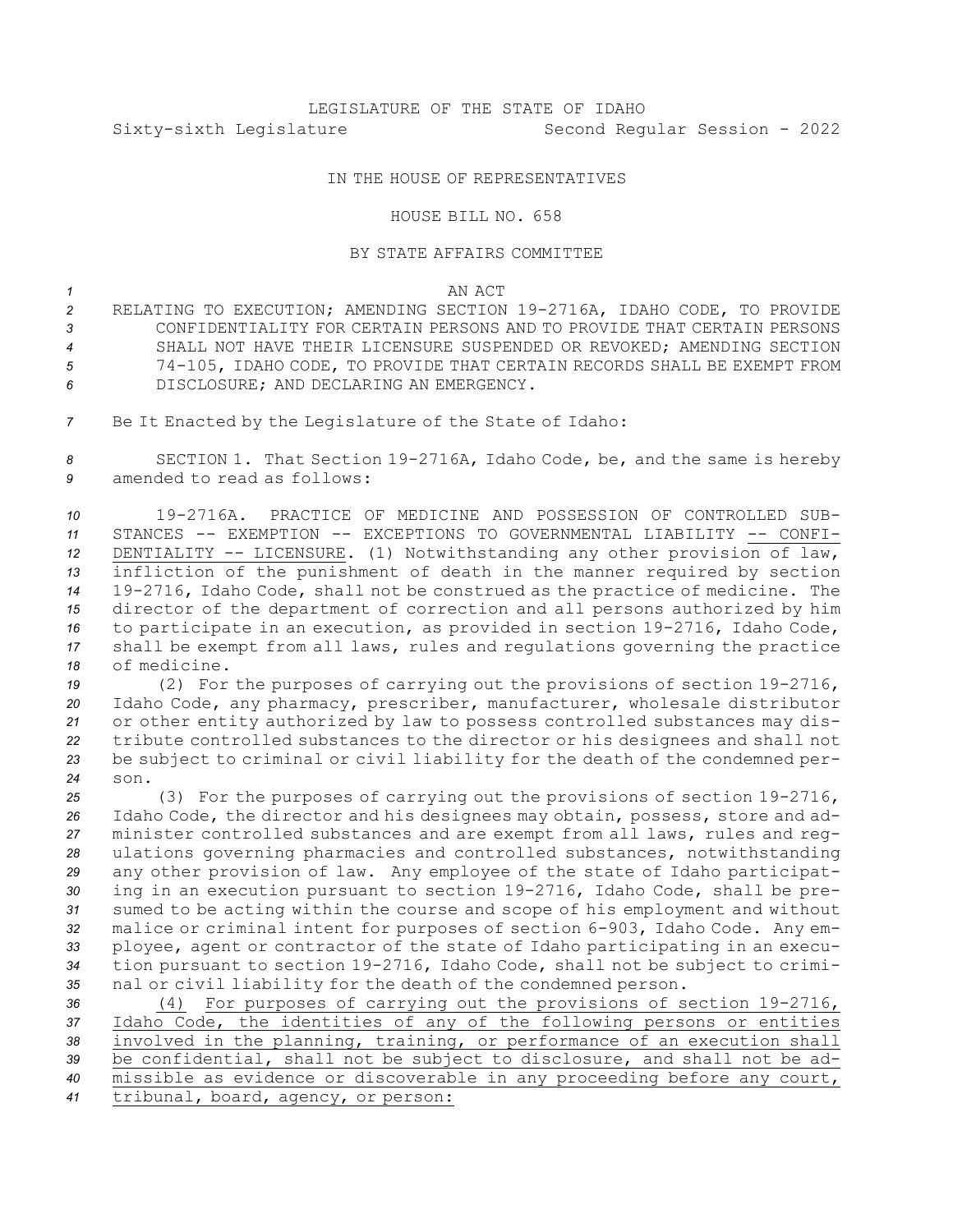LEGISLATURE OF THE STATE OF IDAHO

Sixty-sixth Legislature Second Regular Session - 2022

IN THE HOUSE OF REPRESENTATIVES

HOUSE BILL NO. 658

BY STATE AFFAIRS COMMITTEE

AN ACT

RELATING TO EXECUTION; AMENDING SECTION 19-2716A, IDAHO CODE, TO PROVIDE CONFIDENTIALITY FOR CERTAIN PERSONS AND TO PROVIDE THAT CERTAIN PERSONS SHALL NOT HAVE THEIR LICENSURE SUSPENDED OR REVOKED; AMENDING SECTION 74-105, IDAHO CODE, TO PROVIDE THAT CERTAIN RECORDS SHALL BE EXEMPT FROM DISCLOSURE; AND DECLARING AN EMERGENCY.

Be It Enacted by the Legislature of the State of Idaho:

SECTION 1. That Section 19-2716A, Idaho Code, be, and the same is hereby amended to read as follows:

19-2716A. PRACTICE OF MEDICINE AND POSSESSION OF CONTROLLED SUBSTANCES -- EXEMPTION -- EXCEPTIONS TO GOVERNMENTAL LIABILITY -- CONFIDENTIALITY -- LICENSURE. (1) Notwithstanding any other provision of law, infliction of the punishment of death in the manner required by section 19-2716, Idaho Code, shall not be construed as the practice of medicine. The director of the department of correction and all persons authorized by him to participate in an execution, as provided in section 19-2716, Idaho Code, shall be exempt from all laws, rules and regulations governing the practice of medicine.

(2) For the purposes of carrying out the provisions of section 19-2716, Idaho Code, any pharmacy, prescriber, manufacturer, wholesale distributor or other entity authorized by law to possess controlled substances may distribute controlled substances to the director or his designees and shall not be subject to criminal or civil liability for the death of the condemned person.

(3) For the purposes of carrying out the provisions of section 19-2716, Idaho Code, the director and his designees may obtain, possess, store and administer controlled substances and are exempt from all laws, rules and regulations governing pharmacies and controlled substances, notwithstanding any other provision of law. Any employee of the state of Idaho participating in an execution pursuant to section 19-2716, Idaho Code, shall be presumed to be acting within the course and scope of his employment and without malice or criminal intent for purposes of section 6-903, Idaho Code. Any employee, agent or contractor of the state of Idaho participating in an execution pursuant to section 19-2716, Idaho Code, shall not be subject to criminal or civil liability for the death of the condemned person.

(4) For purposes of carrying out the provisions of section 19-2716, Idaho Code, the identities of any of the following persons or entities involved in the planning, training, or performance of an execution shall be confidential, shall not be subject to disclosure, and shall not be admissible as evidence or discoverable in any proceeding before any court, tribunal, board, agency, or person: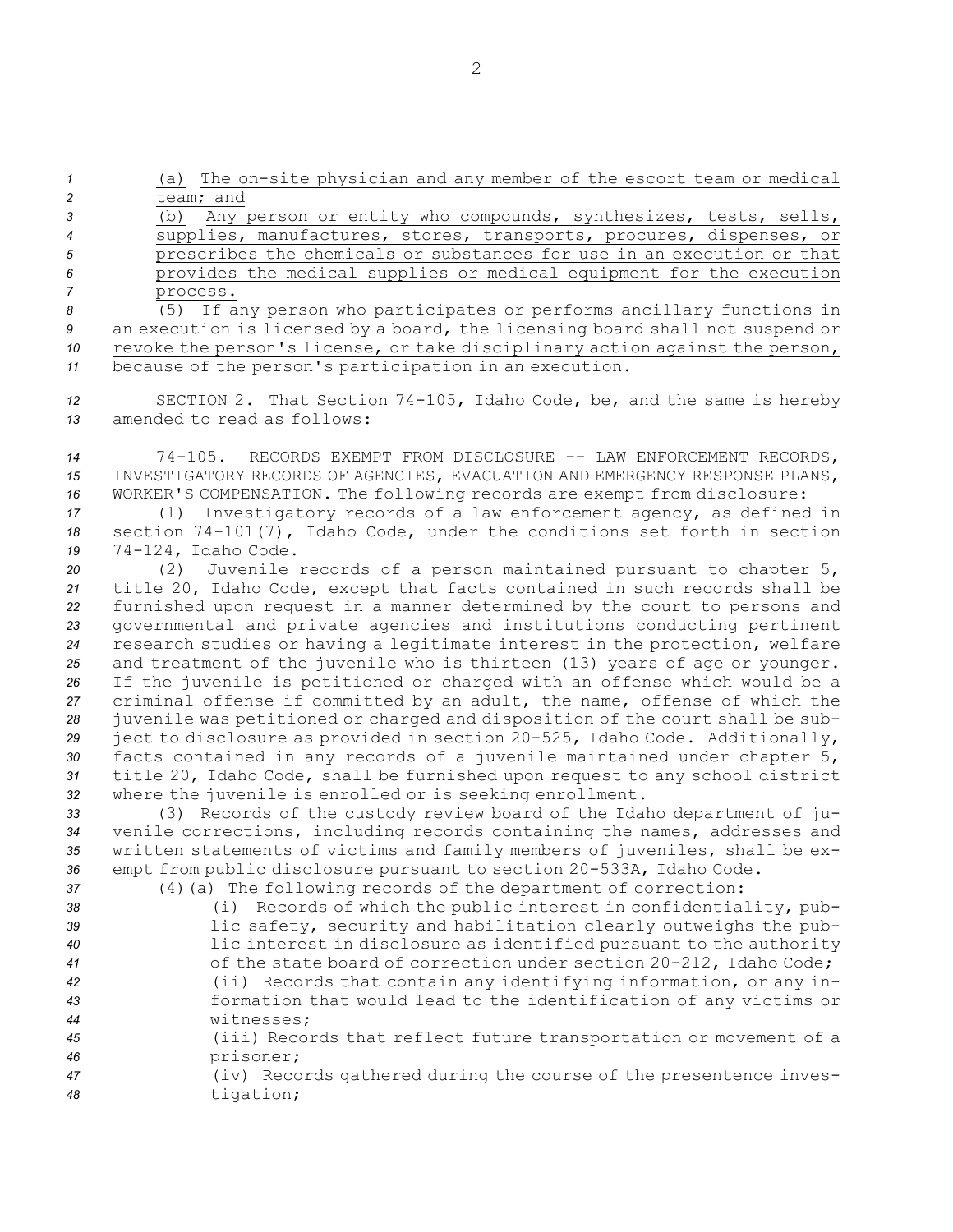(a) The on-site physician and any member of the escort team or medical team; and

(b) Any person or entity who compounds, synthesizes, tests, sells, supplies, manufactures, stores, transports, procures, dispenses, or prescribes the chemicals or substances for use in an execution or that provides the medical supplies or medical equipment for the execution process.

(5) If any person who participates or performs ancillary functions in an execution is licensed by a board, the licensing board shall not suspend or revoke the person's license, or take disciplinary action against the person, because of the person's participation in an execution.

SECTION 2. That Section 74-105, Idaho Code, be, and the same is hereby amended to read as follows:

74-105. RECORDS EXEMPT FROM DISCLOSURE -- LAW ENFORCEMENT RECORDS, INVESTIGATORY RECORDS OF AGENCIES, EVACUATION AND EMERGENCY RESPONSE PLANS, WORKER'S COMPENSATION. The following records are exempt from disclosure:

(1) Investigatory records of a law enforcement agency, as defined in section 74-101(7), Idaho Code, under the conditions set forth in section 74-124, Idaho Code.

(2) Juvenile records of a person maintained pursuant to chapter 5, title 20, Idaho Code, except that facts contained in such records shall be furnished upon request in a manner determined by the court to persons and governmental and private agencies and institutions conducting pertinent research studies or having a legitimate interest in the protection, welfare and treatment of the juvenile who is thirteen (13) years of age or younger. If the juvenile is petitioned or charged with an offense which would be a criminal offense if committed by an adult, the name, offense of which the juvenile was petitioned or charged and disposition of the court shall be subject to disclosure as provided in section 20-525, Idaho Code. Additionally, facts contained in any records of a juvenile maintained under chapter 5, title 20, Idaho Code, shall be furnished upon request to any school district where the juvenile is enrolled or is seeking enrollment.

(3) Records of the custody review board of the Idaho department of juvenile corrections, including records containing the names, addresses and written statements of victims and family members of juveniles, shall be exempt from public disclosure pursuant to section 20-533A, Idaho Code.

(4)(a) The following records of the department of correction:

(i) Records of which the public interest in confidentiality, public safety, security and habilitation clearly outweighs the public interest in disclosure as identified pursuant to the authority of the state board of correction under section 20-212, Idaho Code;

(ii) Records that contain any identifying information, or any information that would lead to the identification of any victims or witnesses;

(iii) Records that reflect future transportation or movement of a prisoner;

(iv) Records gathered during the course of the presentence investigation;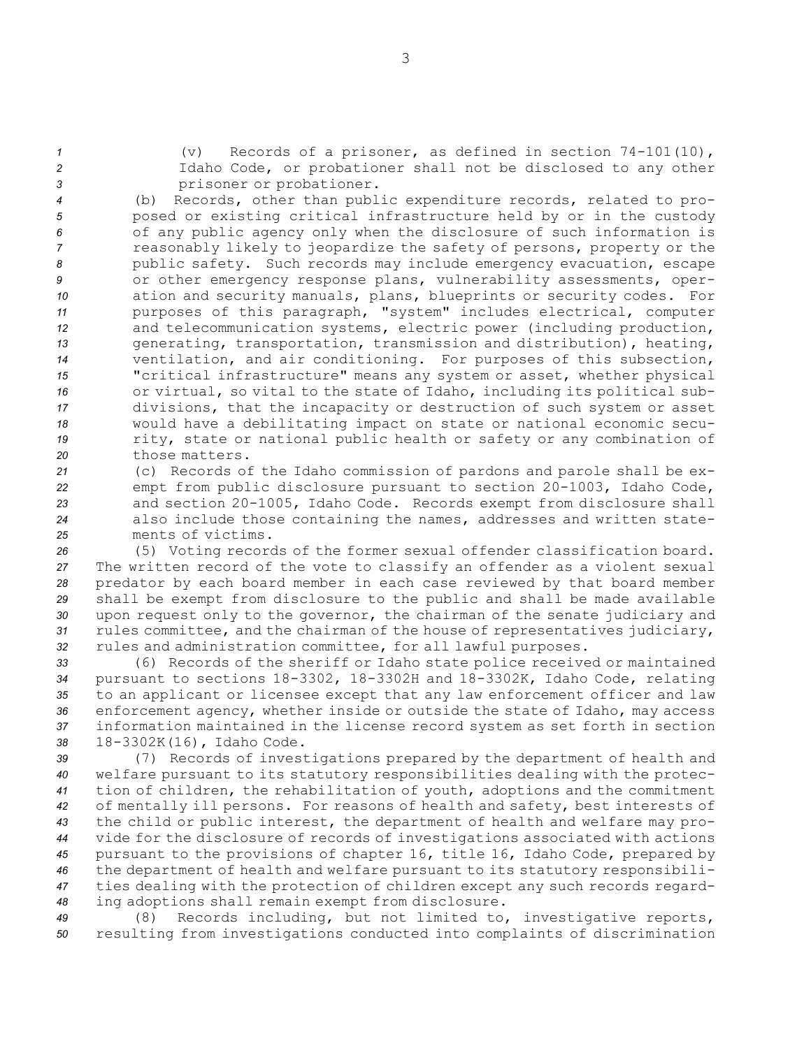(v) Records of a prisoner, as defined in section 74-101(10), Idaho Code, or probationer shall not be disclosed to any other prisoner or probationer.

(b) Records, other than public expenditure records, related to proposed or existing critical infrastructure held by or in the custody of any public agency only when the disclosure of such information is reasonably likely to jeopardize the safety of persons, property or the public safety. Such records may include emergency evacuation, escape or other emergency response plans, vulnerability assessments, operation and security manuals, plans, blueprints or security codes. For purposes of this paragraph, "system" includes electrical, computer and telecommunication systems, electric power (including production, generating, transportation, transmission and distribution), heating, ventilation, and air conditioning. For purposes of this subsection, "critical infrastructure" means any system or asset, whether physical or virtual, so vital to the state of Idaho, including its political subdivisions, that the incapacity or destruction of such system or asset would have a debilitating impact on state or national economic security, state or national public health or safety or any combination of those matters.

(c) Records of the Idaho commission of pardons and parole shall be exempt from public disclosure pursuant to section 20-1003, Idaho Code, and section 20-1005, Idaho Code. Records exempt from disclosure shall also include those containing the names, addresses and written statements of victims.

(5) Voting records of the former sexual offender classification board. The written record of the vote to classify an offender as a violent sexual predator by each board member in each case reviewed by that board member shall be exempt from disclosure to the public and shall be made available upon request only to the governor, the chairman of the senate judiciary and rules committee, and the chairman of the house of representatives judiciary, rules and administration committee, for all lawful purposes.

(6) Records of the sheriff or Idaho state police received or maintained pursuant to sections 18-3302, 18-3302H and 18-3302K, Idaho Code, relating to an applicant or licensee except that any law enforcement officer and law enforcement agency, whether inside or outside the state of Idaho, may access information maintained in the license record system as set forth in section 18-3302K(16), Idaho Code.

(7) Records of investigations prepared by the department of health and welfare pursuant to its statutory responsibilities dealing with the protection of children, the rehabilitation of youth, adoptions and the commitment of mentally ill persons. For reasons of health and safety, best interests of the child or public interest, the department of health and welfare may provide for the disclosure of records of investigations associated with actions pursuant to the provisions of chapter 16, title 16, Idaho Code, prepared by the department of health and welfare pursuant to its statutory responsibilities dealing with the protection of children except any such records regarding adoptions shall remain exempt from disclosure.

(8) Records including, but not limited to, investigative reports, resulting from investigations conducted into complaints of discrimination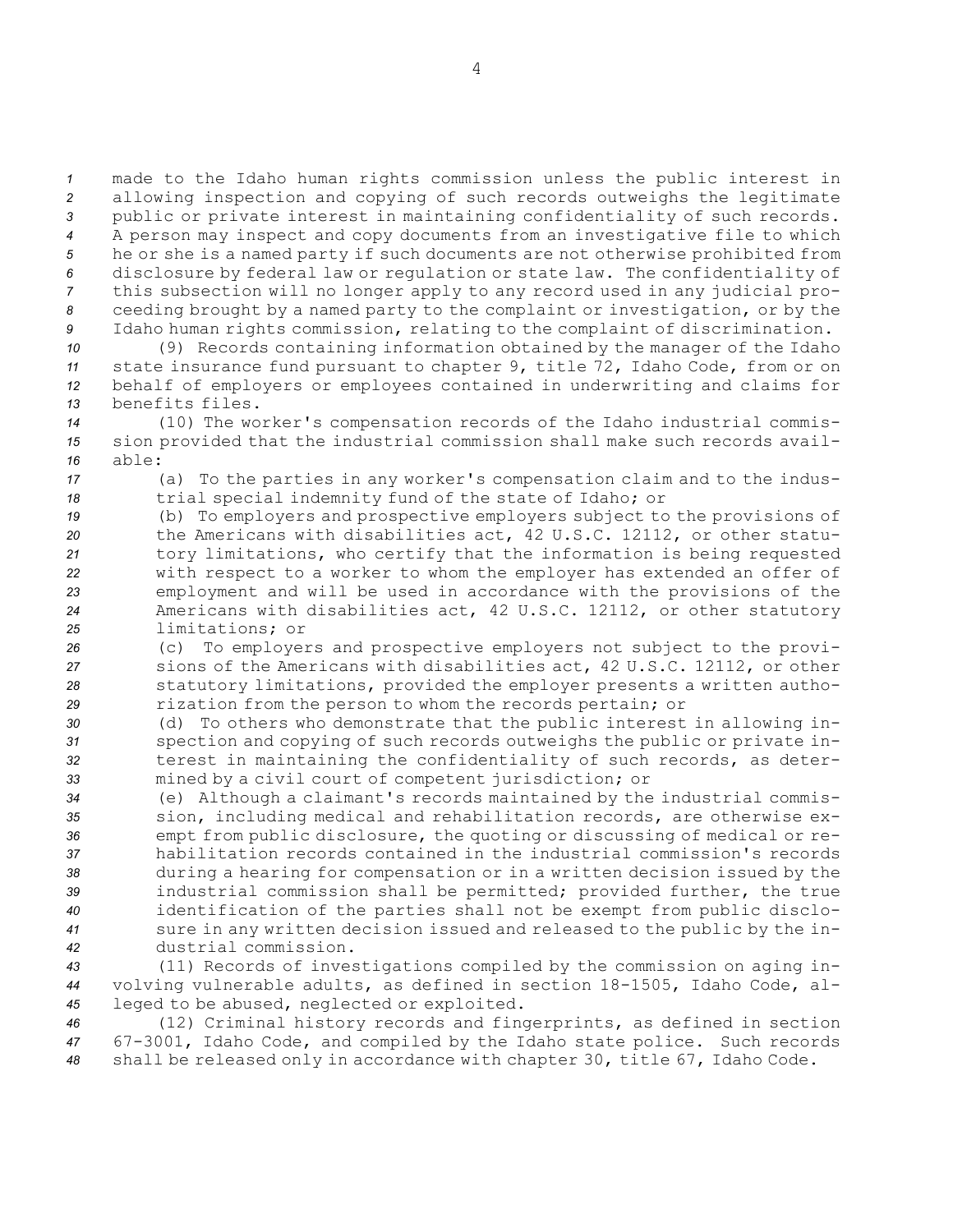made to the Idaho human rights commission unless the public interest in allowing inspection and copying of such records outweighs the legitimate public or private interest in maintaining confidentiality of such records. A person may inspect and copy documents from an investigative file to which he or she is a named party if such documents are not otherwise prohibited from disclosure by federal law or regulation or state law. The confidentiality of this subsection will no longer apply to any record used in any judicial proceeding brought by a named party to the complaint or investigation, or by the Idaho human rights commission, relating to the complaint of discrimination.

(9) Records containing information obtained by the manager of the Idaho state insurance fund pursuant to chapter 9, title 72, Idaho Code, from or on behalf of employers or employees contained in underwriting and claims for benefits files.

(10) The worker's compensation records of the Idaho industrial commission provided that the industrial commission shall make such records available:

(a) To the parties in any worker's compensation claim and to the industrial special indemnity fund of the state of Idaho; or

(b) To employers and prospective employers subject to the provisions of the Americans with disabilities act, 42 U.S.C. 12112, or other statutory limitations, who certify that the information is being requested with respect to a worker to whom the employer has extended an offer of employment and will be used in accordance with the provisions of the Americans with disabilities act, 42 U.S.C. 12112, or other statutory limitations; or

(c) To employers and prospective employers not subject to the provisions of the Americans with disabilities act, 42 U.S.C. 12112, or other statutory limitations, provided the employer presents a written authorization from the person to whom the records pertain; or

(d) To others who demonstrate that the public interest in allowing inspection and copying of such records outweighs the public or private interest in maintaining the confidentiality of such records, as determined by a civil court of competent jurisdiction; or

(e) Although a claimant's records maintained by the industrial commission, including medical and rehabilitation records, are otherwise exempt from public disclosure, the quoting or discussing of medical or rehabilitation records contained in the industrial commission's records during a hearing for compensation or in a written decision issued by the industrial commission shall be permitted; provided further, the true identification of the parties shall not be exempt from public disclosure in any written decision issued and released to the public by the industrial commission.

(11) Records of investigations compiled by the commission on aging involving vulnerable adults, as defined in section 18-1505, Idaho Code, alleged to be abused, neglected or exploited.

(12) Criminal history records and fingerprints, as defined in section 67-3001, Idaho Code, and compiled by the Idaho state police. Such records shall be released only in accordance with chapter 30, title 67, Idaho Code.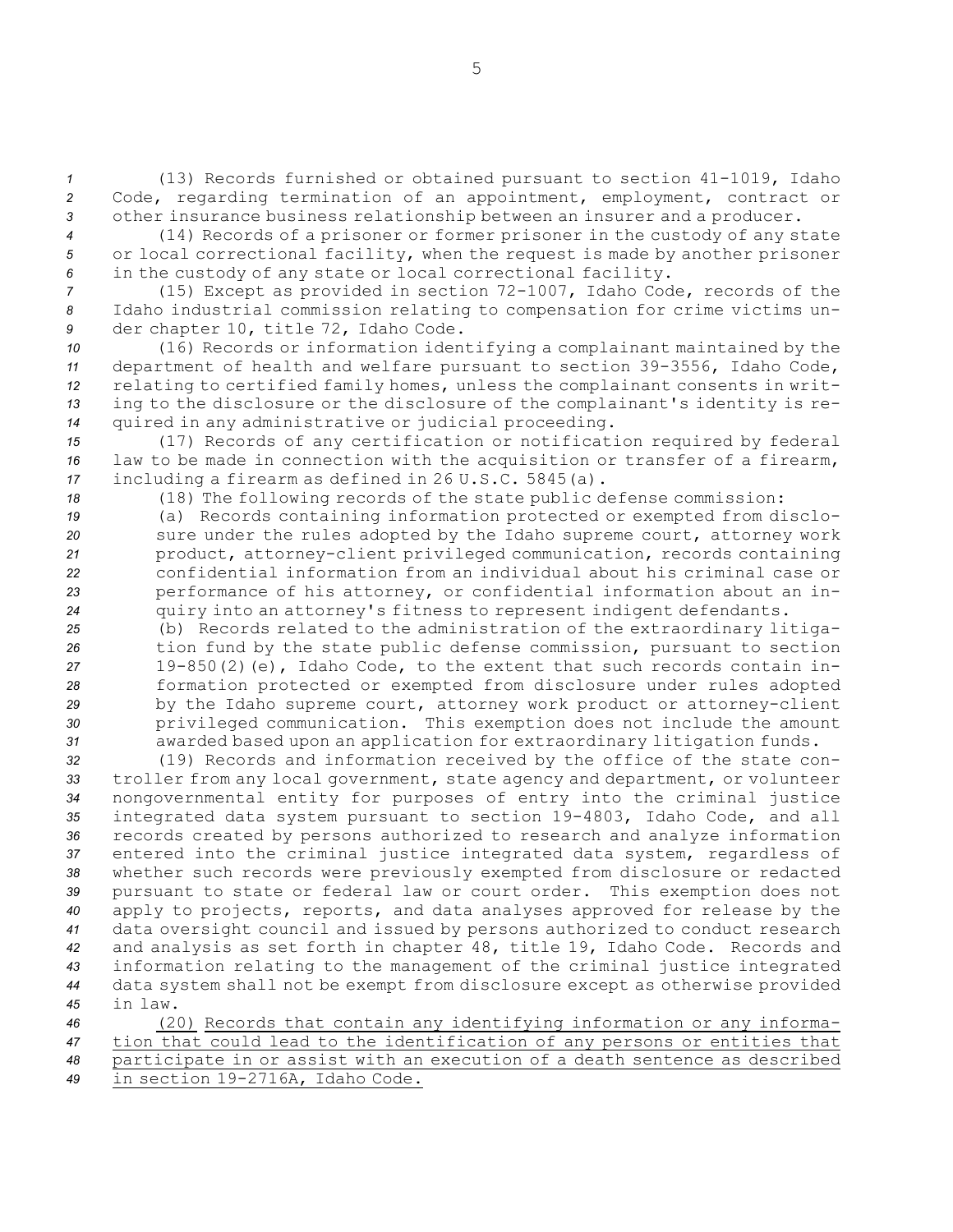(13) Records furnished or obtained pursuant to section 41-1019, Idaho Code, regarding termination of an appointment, employment, contract or other insurance business relationship between an insurer and a producer.

(14) Records of a prisoner or former prisoner in the custody of any state or local correctional facility, when the request is made by another prisoner in the custody of any state or local correctional facility.

(15) Except as provided in section 72-1007, Idaho Code, records of the Idaho industrial commission relating to compensation for crime victims under chapter 10, title 72, Idaho Code.

(16) Records or information identifying a complainant maintained by the department of health and welfare pursuant to section 39-3556, Idaho Code, relating to certified family homes, unless the complainant consents in writing to the disclosure or the disclosure of the complainant's identity is required in any administrative or judicial proceeding.

(17) Records of any certification or notification required by federal law to be made in connection with the acquisition or transfer of a firearm, including a firearm as defined in 26 U.S.C. 5845(a).

(18) The following records of the state public defense commission:

(a) Records containing information protected or exempted from disclosure under the rules adopted by the Idaho supreme court, attorney work product, attorney-client privileged communication, records containing confidential information from an individual about his criminal case or performance of his attorney, or confidential information about an inquiry into an attorney's fitness to represent indigent defendants.

(b) Records related to the administration of the extraordinary litigation fund by the state public defense commission, pursuant to section 19-850(2)(e), Idaho Code, to the extent that such records contain information protected or exempted from disclosure under rules adopted by the Idaho supreme court, attorney work product or attorney-client privileged communication. This exemption does not include the amount awarded based upon an application for extraordinary litigation funds.

(19) Records and information received by the office of the state controller from any local government, state agency and department, or volunteer nongovernmental entity for purposes of entry into the criminal justice integrated data system pursuant to section 19-4803, Idaho Code, and all records created by persons authorized to research and analyze information entered into the criminal justice integrated data system, regardless of whether such records were previously exempted from disclosure or redacted pursuant to state or federal law or court order. This exemption does not apply to projects, reports, and data analyses approved for release by the data oversight council and issued by persons authorized to conduct research and analysis as set forth in chapter 48, title 19, Idaho Code. Records and information relating to the management of the criminal justice integrated data system shall not be exempt from disclosure except as otherwise provided in law.

(20) <u>Records that contain any identifying information or any information that could lead to the identification of any persons or entities that participate in or assist with an execution of a death sentence as described in section 19-2716A, Idaho Code.</u>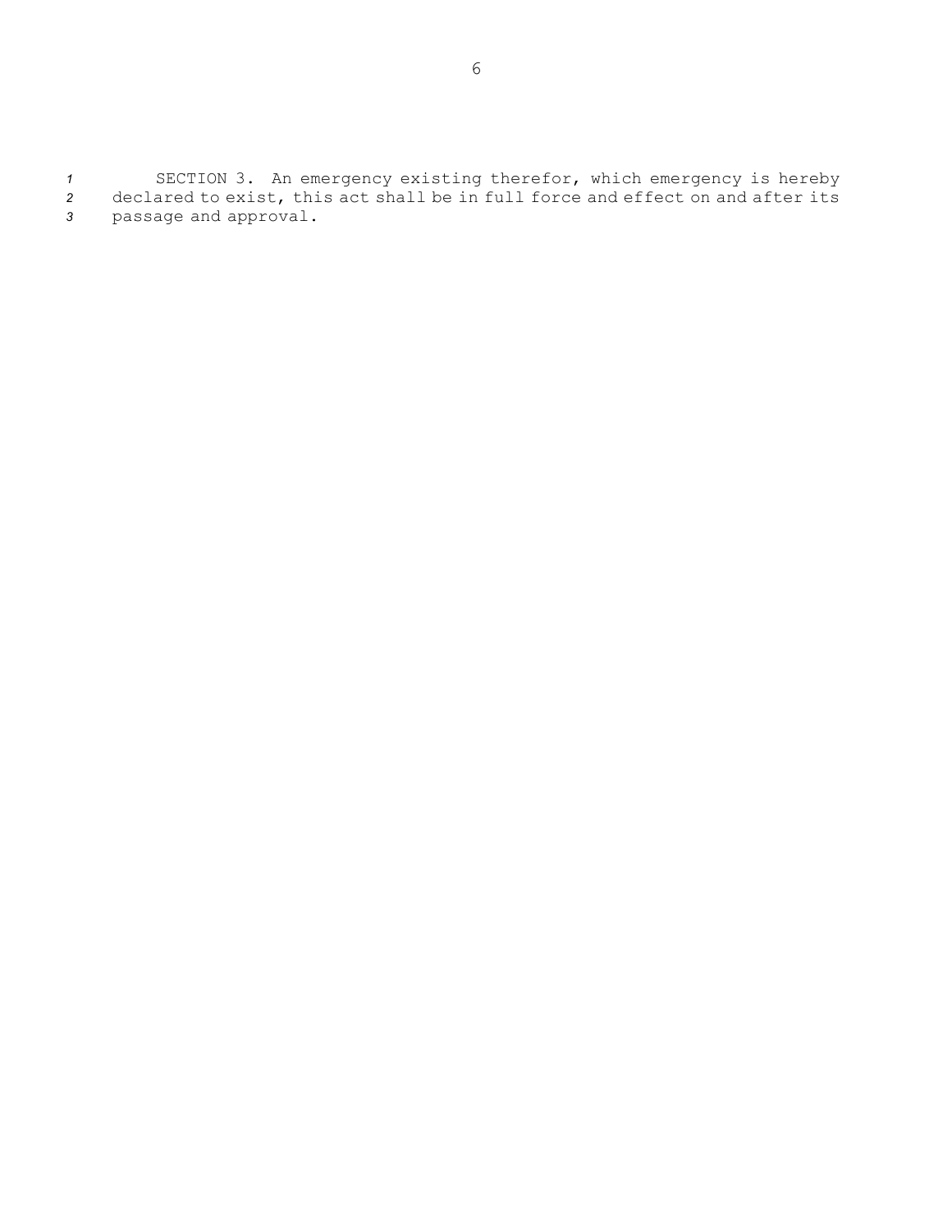SECTION 3. An emergency existing therefor, which emergency is hereby declared to exist, this act shall be in full force and effect on and after its passage and approval.